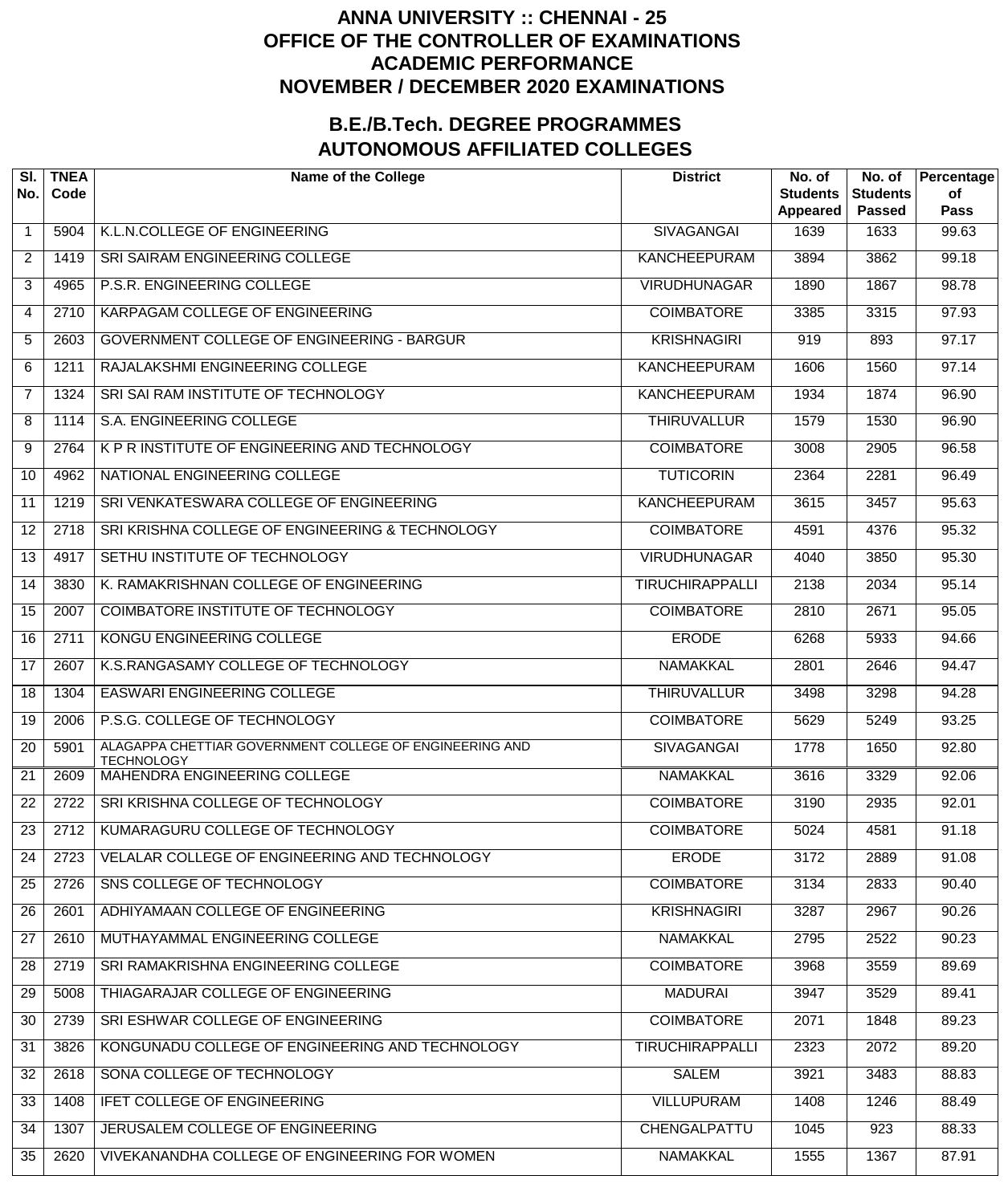# ANNA UNIVERSITY :: CHENNAI - 25
# OFFICE OF THE CONTROLLER OF EXAMINATIONS
# ACADEMIC PERFORMANCE
# NOVEMBER / DECEMBER 2020 EXAMINATIONS

## B.E./B.Tech. DEGREE PROGRAMMES
## AUTONOMOUS AFFILIATED COLLEGES

| Sl. No. | TNEA Code | Name of the College | District | No. of Students Appeared | No. of Students Passed | Percentage of Pass |
|---|---|---|---|---|---|---|
| 1 | 5904 | K.L.N.COLLEGE OF ENGINEERING | SIVAGANGAI | 1639 | 1633 | 99.63 |
| 2 | 1419 | SRI SAIRAM ENGINEERING COLLEGE | KANCHEEPURAM | 3894 | 3862 | 99.18 |
| 3 | 4965 | P.S.R. ENGINEERING COLLEGE | VIRUDHUNAGAR | 1890 | 1867 | 98.78 |
| 4 | 2710 | KARPAGAM COLLEGE OF ENGINEERING | COIMBATORE | 3385 | 3315 | 97.93 |
| 5 | 2603 | GOVERNMENT COLLEGE OF ENGINEERING - BARGUR | KRISHNAGIRI | 919 | 893 | 97.17 |
| 6 | 1211 | RAJALAKSHMI ENGINEERING COLLEGE | KANCHEEPURAM | 1606 | 1560 | 97.14 |
| 7 | 1324 | SRI SAI RAM INSTITUTE OF TECHNOLOGY | KANCHEEPURAM | 1934 | 1874 | 96.90 |
| 8 | 1114 | S.A. ENGINEERING COLLEGE | THIRUVALLUR | 1579 | 1530 | 96.90 |
| 9 | 2764 | K P R INSTITUTE OF ENGINEERING AND TECHNOLOGY | COIMBATORE | 3008 | 2905 | 96.58 |
| 10 | 4962 | NATIONAL ENGINEERING COLLEGE | TUTICORIN | 2364 | 2281 | 96.49 |
| 11 | 1219 | SRI VENKATESWARA COLLEGE OF ENGINEERING | KANCHEEPURAM | 3615 | 3457 | 95.63 |
| 12 | 2718 | SRI KRISHNA COLLEGE OF ENGINEERING & TECHNOLOGY | COIMBATORE | 4591 | 4376 | 95.32 |
| 13 | 4917 | SETHU INSTITUTE OF TECHNOLOGY | VIRUDHUNAGAR | 4040 | 3850 | 95.30 |
| 14 | 3830 | K. RAMAKRISHNAN COLLEGE OF ENGINEERING | TIRUCHIRAPPALLI | 2138 | 2034 | 95.14 |
| 15 | 2007 | COIMBATORE INSTITUTE OF TECHNOLOGY | COIMBATORE | 2810 | 2671 | 95.05 |
| 16 | 2711 | KONGU ENGINEERING COLLEGE | ERODE | 6268 | 5933 | 94.66 |
| 17 | 2607 | K.S.RANGASAMY COLLEGE OF TECHNOLOGY | NAMAKKAL | 2801 | 2646 | 94.47 |
| 18 | 1304 | EASWARI ENGINEERING COLLEGE | THIRUVALLUR | 3498 | 3298 | 94.28 |
| 19 | 2006 | P.S.G. COLLEGE OF TECHNOLOGY | COIMBATORE | 5629 | 5249 | 93.25 |
| 20 | 5901 | ALAGAPPA CHETTIAR GOVERNMENT COLLEGE OF ENGINEERING AND TECHNOLOGY | SIVAGANGAI | 1778 | 1650 | 92.80 |
| 21 | 2609 | MAHENDRA ENGINEERING COLLEGE | NAMAKKAL | 3616 | 3329 | 92.06 |
| 22 | 2722 | SRI KRISHNA COLLEGE OF TECHNOLOGY | COIMBATORE | 3190 | 2935 | 92.01 |
| 23 | 2712 | KUMARAGURU COLLEGE OF TECHNOLOGY | COIMBATORE | 5024 | 4581 | 91.18 |
| 24 | 2723 | VELALAR COLLEGE OF ENGINEERING AND TECHNOLOGY | ERODE | 3172 | 2889 | 91.08 |
| 25 | 2726 | SNS COLLEGE OF TECHNOLOGY | COIMBATORE | 3134 | 2833 | 90.40 |
| 26 | 2601 | ADHIYAMAAN COLLEGE OF ENGINEERING | KRISHNAGIRI | 3287 | 2967 | 90.26 |
| 27 | 2610 | MUTHAYAMMAL ENGINEERING COLLEGE | NAMAKKAL | 2795 | 2522 | 90.23 |
| 28 | 2719 | SRI RAMAKRISHNA ENGINEERING COLLEGE | COIMBATORE | 3968 | 3559 | 89.69 |
| 29 | 5008 | THIAGARAJAR COLLEGE OF ENGINEERING | MADURAI | 3947 | 3529 | 89.41 |
| 30 | 2739 | SRI ESHWAR COLLEGE OF ENGINEERING | COIMBATORE | 2071 | 1848 | 89.23 |
| 31 | 3826 | KONGUNADU COLLEGE OF ENGINEERING AND TECHNOLOGY | TIRUCHIRAPPALLI | 2323 | 2072 | 89.20 |
| 32 | 2618 | SONA COLLEGE OF TECHNOLOGY | SALEM | 3921 | 3483 | 88.83 |
| 33 | 1408 | IFET COLLEGE OF ENGINEERING | VILLUPURAM | 1408 | 1246 | 88.49 |
| 34 | 1307 | JERUSALEM COLLEGE OF ENGINEERING | CHENGALPATTU | 1045 | 923 | 88.33 |
| 35 | 2620 | VIVEKANANDHA COLLEGE OF ENGINEERING FOR WOMEN | NAMAKKAL | 1555 | 1367 | 87.91 |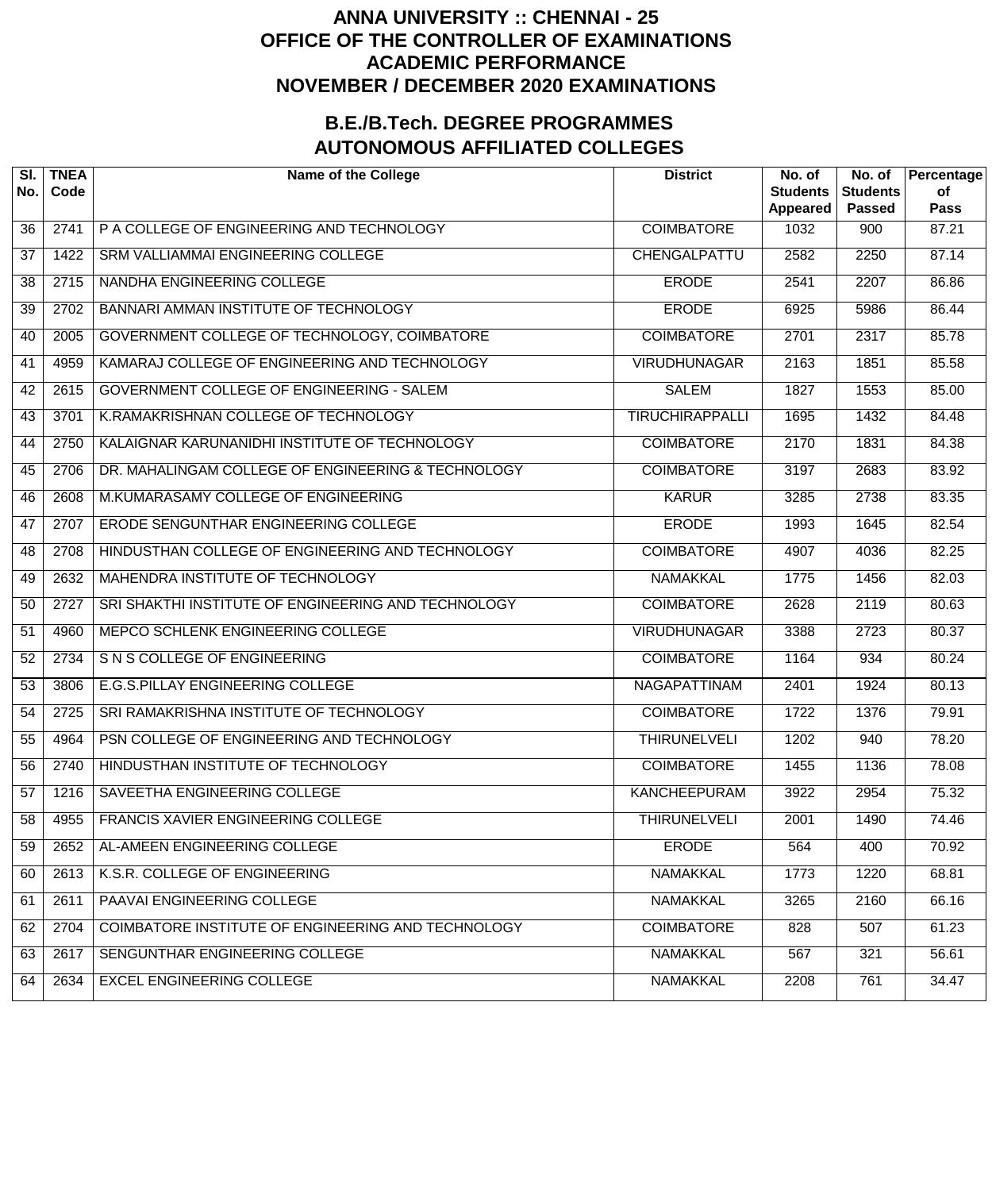# ANNA UNIVERSITY :: CHENNAI - 25
# OFFICE OF THE CONTROLLER OF EXAMINATIONS
# ACADEMIC PERFORMANCE
# NOVEMBER / DECEMBER 2020 EXAMINATIONS

## B.E./B.Tech. DEGREE PROGRAMMES
## AUTONOMOUS AFFILIATED COLLEGES

| Sl. No. | TNEA Code | Name of the College | District | No. of Students Appeared | No. of Students Passed | Percentage of Pass |
|---|---|---|---|---|---|---|
| 36 | 2741 | P A COLLEGE OF ENGINEERING AND TECHNOLOGY | COIMBATORE | 1032 | 900 | 87.21 |
| 37 | 1422 | SRM VALLIAMMAI ENGINEERING COLLEGE | CHENGALPATTU | 2582 | 2250 | 87.14 |
| 38 | 2715 | NANDHA ENGINEERING COLLEGE | ERODE | 2541 | 2207 | 86.86 |
| 39 | 2702 | BANNARI AMMAN INSTITUTE OF TECHNOLOGY | ERODE | 6925 | 5986 | 86.44 |
| 40 | 2005 | GOVERNMENT COLLEGE OF TECHNOLOGY, COIMBATORE | COIMBATORE | 2701 | 2317 | 85.78 |
| 41 | 4959 | KAMARAJ COLLEGE OF ENGINEERING AND TECHNOLOGY | VIRUDHUNAGAR | 2163 | 1851 | 85.58 |
| 42 | 2615 | GOVERNMENT COLLEGE OF ENGINEERING - SALEM | SALEM | 1827 | 1553 | 85.00 |
| 43 | 3701 | K.RAMAKRISHNAN COLLEGE OF TECHNOLOGY | TIRUCHIRAPPALLI | 1695 | 1432 | 84.48 |
| 44 | 2750 | KALAIGNAR KARUNANIDHI INSTITUTE OF TECHNOLOGY | COIMBATORE | 2170 | 1831 | 84.38 |
| 45 | 2706 | DR. MAHALINGAM COLLEGE OF ENGINEERING & TECHNOLOGY | COIMBATORE | 3197 | 2683 | 83.92 |
| 46 | 2608 | M.KUMARASAMY COLLEGE OF ENGINEERING | KARUR | 3285 | 2738 | 83.35 |
| 47 | 2707 | ERODE SENGUNTHAR ENGINEERING COLLEGE | ERODE | 1993 | 1645 | 82.54 |
| 48 | 2708 | HINDUSTHAN COLLEGE OF ENGINEERING AND TECHNOLOGY | COIMBATORE | 4907 | 4036 | 82.25 |
| 49 | 2632 | MAHENDRA INSTITUTE OF TECHNOLOGY | NAMAKKAL | 1775 | 1456 | 82.03 |
| 50 | 2727 | SRI SHAKTHI INSTITUTE OF ENGINEERING AND TECHNOLOGY | COIMBATORE | 2628 | 2119 | 80.63 |
| 51 | 4960 | MEPCO SCHLENK ENGINEERING COLLEGE | VIRUDHUNAGAR | 3388 | 2723 | 80.37 |
| 52 | 2734 | S N S COLLEGE OF ENGINEERING | COIMBATORE | 1164 | 934 | 80.24 |
| 53 | 3806 | E.G.S.PILLAY ENGINEERING COLLEGE | NAGAPATTINAM | 2401 | 1924 | 80.13 |
| 54 | 2725 | SRI RAMAKRISHNA INSTITUTE OF TECHNOLOGY | COIMBATORE | 1722 | 1376 | 79.91 |
| 55 | 4964 | PSN COLLEGE OF ENGINEERING AND TECHNOLOGY | THIRUNELVELI | 1202 | 940 | 78.20 |
| 56 | 2740 | HINDUSTHAN INSTITUTE OF TECHNOLOGY | COIMBATORE | 1455 | 1136 | 78.08 |
| 57 | 1216 | SAVEETHA ENGINEERING COLLEGE | KANCHEEPURAM | 3922 | 2954 | 75.32 |
| 58 | 4955 | FRANCIS XAVIER ENGINEERING COLLEGE | THIRUNELVELI | 2001 | 1490 | 74.46 |
| 59 | 2652 | AL-AMEEN ENGINEERING COLLEGE | ERODE | 564 | 400 | 70.92 |
| 60 | 2613 | K.S.R. COLLEGE OF ENGINEERING | NAMAKKAL | 1773 | 1220 | 68.81 |
| 61 | 2611 | PAAVAI ENGINEERING COLLEGE | NAMAKKAL | 3265 | 2160 | 66.16 |
| 62 | 2704 | COIMBATORE INSTITUTE OF ENGINEERING AND TECHNOLOGY | COIMBATORE | 828 | 507 | 61.23 |
| 63 | 2617 | SENGUNTHAR ENGINEERING COLLEGE | NAMAKKAL | 567 | 321 | 56.61 |
| 64 | 2634 | EXCEL ENGINEERING COLLEGE | NAMAKKAL | 2208 | 761 | 34.47 |